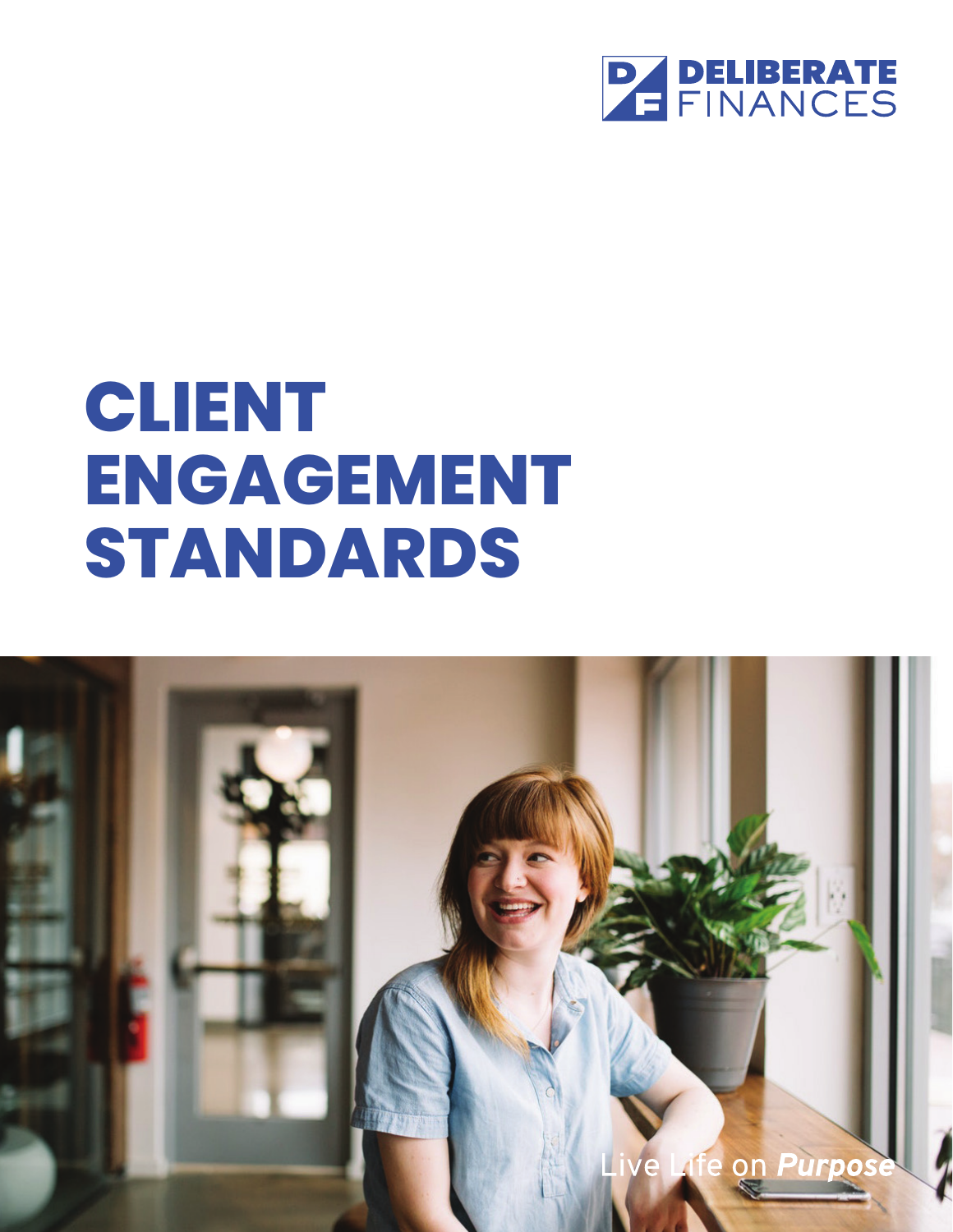DELIBERATE FINANCES

# CLIENT ENGAGEMENT STANDARDS

Live Life on ***Purpose***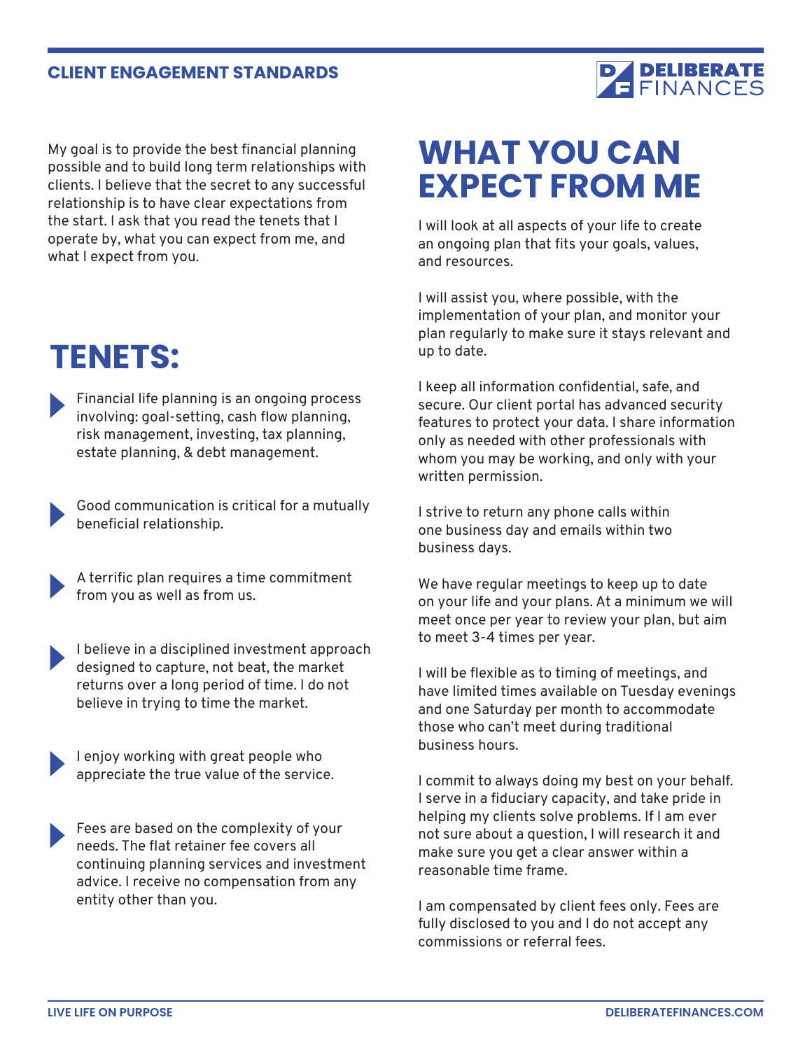My goal is to provide the best financial planning possible and to build long term relationships with clients. I believe that the secret to any successful relationship is to have clear expectations from the start. I ask that you read the tenets that I operate by, what you can expect from me, and what I expect from you.

# TENETS:

- Financial life planning is an ongoing process involving: goal-setting, cash flow planning, risk management, investing, tax planning, estate planning, & debt management.
- Good communication is critical for a mutually beneficial relationship.
- A terrific plan requires a time commitment from you as well as from us.
- I believe in a disciplined investment approach designed to capture, not beat, the market returns over a long period of time. I do not believe in trying to time the market.
- I enjoy working with great people who appreciate the true value of the service.
- Fees are based on the complexity of your needs. The flat retainer fee covers all continuing planning services and investment advice. I receive no compensation from any entity other than you.

# WHAT YOU CAN EXPECT FROM ME

I will look at all aspects of your life to create an ongoing plan that fits your goals, values, and resources.

I will assist you, where possible, with the implementation of your plan, and monitor your plan regularly to make sure it stays relevant and up to date.

I keep all information confidential, safe, and secure. Our client portal has advanced security features to protect your data. I share information only as needed with other professionals with whom you may be working, and only with your written permission.

I strive to return any phone calls within one business day and emails within two business days.

We have regular meetings to keep up to date on your life and your plans. At a minimum we will meet once per year to review your plan, but aim to meet 3-4 times per year.

I will be flexible as to timing of meetings, and have limited times available on Tuesday evenings and one Saturday per month to accommodate those who can't meet during traditional business hours.

I commit to always doing my best on your behalf. I serve in a fiduciary capacity, and take pride in helping my clients solve problems. If I am ever not sure about a question, I will research it and make sure you get a clear answer within a reasonable time frame.

I am compensated by client fees only. Fees are fully disclosed to you and I do not accept any commissions or referral fees.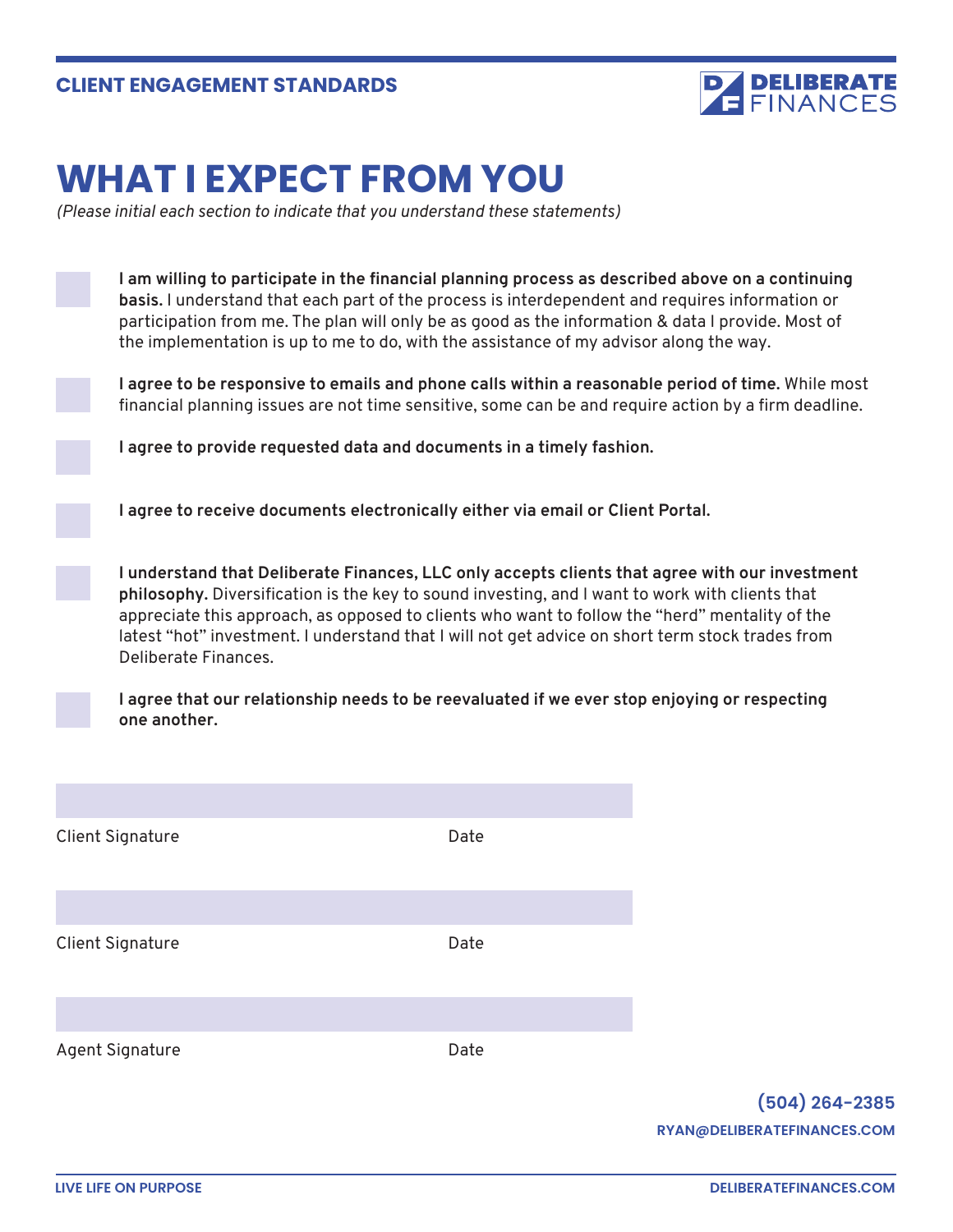CLIENT ENGAGEMENT STANDARDS

DELIBERATE FINANCES

# WHAT I EXPECT FROM YOU

*(Please initial each section to indicate that you understand these statements)*

**I am willing to participate in the financial planning process as described above on a continuing basis.** I understand that each part of the process is interdependent and requires information or participation from me. The plan will only be as good as the information & data I provide. Most of the implementation is up to me to do, with the assistance of my advisor along the way.

**I agree to be responsive to emails and phone calls within a reasonable period of time.** While most financial planning issues are not time sensitive, some can be and require action by a firm deadline.

**I agree to provide requested data and documents in a timely fashion.**

**I agree to receive documents electronically either via email or Client Portal.**

**I understand that Deliberate Finances, LLC only accepts clients that agree with our investment philosophy.** Diversification is the key to sound investing, and I want to work with clients that appreciate this approach, as opposed to clients who want to follow the "herd" mentality of the latest "hot" investment. I understand that I will not get advice on short term stock trades from Deliberate Finances.

**I agree that our relationship needs to be reevaluated if we ever stop enjoying or respecting one another.**

Client Signature Date

Client Signature Date

Agent Signature Date

**(504) 264-2385**

**RYAN@DELIBERATEFINANCES.COM**

LIVE LIFE ON PURPOSE

DELIBERATEFINANCES.COM